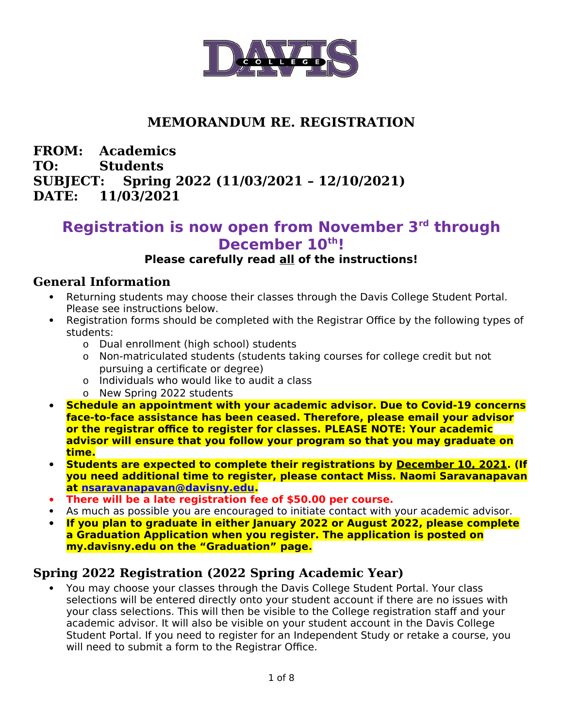# MEMORANDUM RE. REGISTRATION

**FROM:** **Academics**
**TO:** **Students**
**SUBJECT:** **Spring 2022 (11/03/2021 – 12/10/2021)**
**DATE:** **11/03/2021**

## Registration is now open from November 3rd through December 10th!

**Please carefully read all of the instructions!**

## General Information

- Returning students may choose their classes through the Davis College Student Portal. Please see instructions below.
- Registration forms should be completed with the Registrar Office by the following types of students:
  - Dual enrollment (high school) students
  - Non-matriculated students (students taking courses for college credit but not pursuing a certificate or degree)
  - Individuals who would like to audit a class
  - New Spring 2022 students
- **Schedule an appointment with your academic advisor. Due to Covid-19 concerns face-to-face assistance has been ceased. Therefore, please email your advisor or the registrar office to register for classes. PLEASE NOTE: Your academic advisor will ensure that you follow your program so that you may graduate on time.**
- **Students are expected to complete their registrations by December 10, 2021. (If you need additional time to register, please contact Miss. Naomi Saravanapavan at nsaravanapavan@davisny.edu.**
- **There will be a late registration fee of $50.00 per course.**
- As much as possible you are encouraged to initiate contact with your academic advisor.
- **If you plan to graduate in either January 2022 or August 2022, please complete a Graduation Application when you register. The application is posted on my.davisny.edu on the "Graduation" page.**

## Spring 2022 Registration (2022 Spring Academic Year)

- You may choose your classes through the Davis College Student Portal. Your class selections will be entered directly onto your student account if there are no issues with your class selections. This will then be visible to the College registration staff and your academic advisor. It will also be visible on your student account in the Davis College Student Portal. If you need to register for an Independent Study or retake a course, you will need to submit a form to the Registrar Office.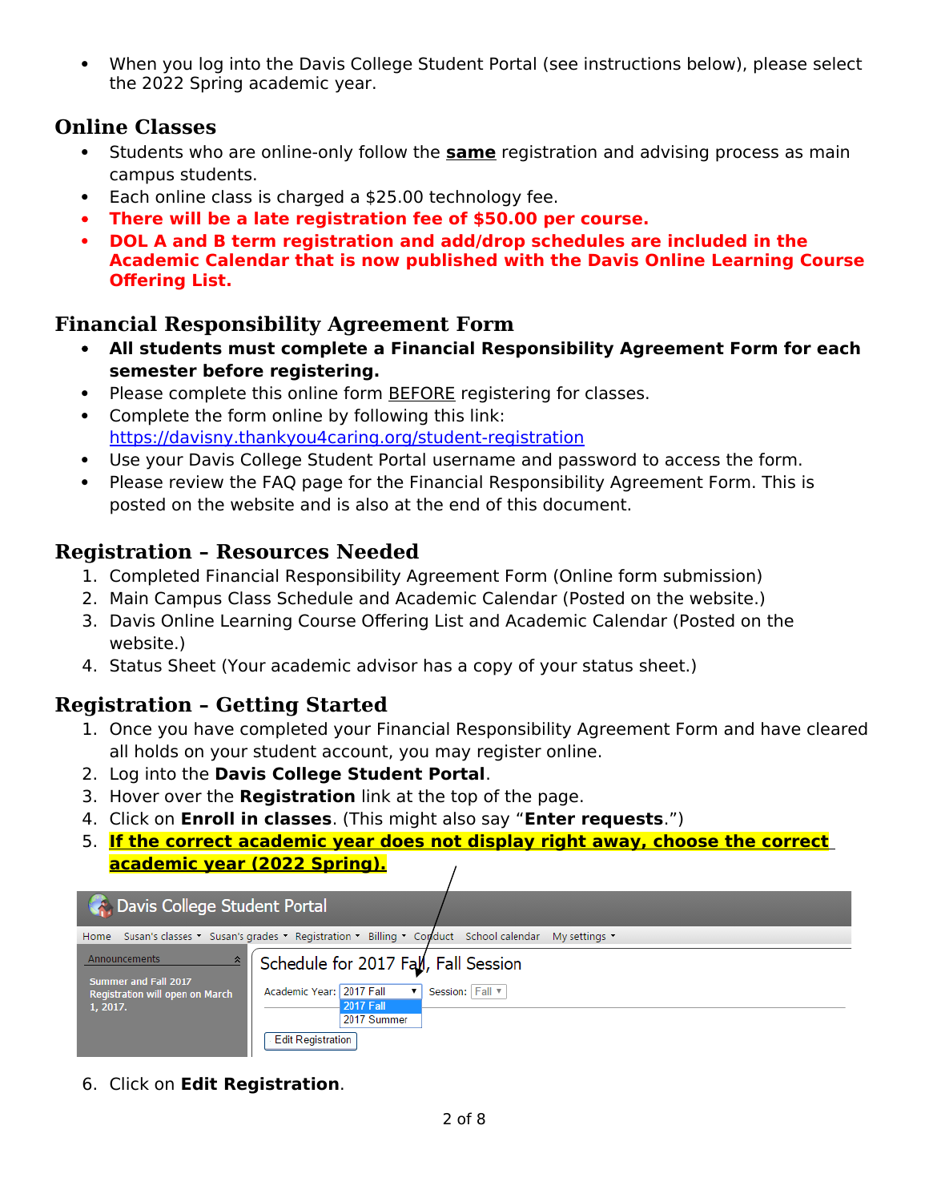- When you log into the Davis College Student Portal (see instructions below), please select the 2022 Spring academic year.

## Online Classes

- Students who are online-only follow the **same** registration and advising process as main campus students.
- Each online class is charged a $25.00 technology fee.
- **There will be a late registration fee of $50.00 per course.**
- **DOL A and B term registration and add/drop schedules are included in the Academic Calendar that is now published with the Davis Online Learning Course Offering List.**

## Financial Responsibility Agreement Form

- **All students must complete a Financial Responsibility Agreement Form for each semester before registering.**
- Please complete this online form BEFORE registering for classes.
- Complete the form online by following this link: https://davisny.thankyou4caring.org/student-registration
- Use your Davis College Student Portal username and password to access the form.
- Please review the FAQ page for the Financial Responsibility Agreement Form. This is posted on the website and is also at the end of this document.

## Registration – Resources Needed

1. Completed Financial Responsibility Agreement Form (Online form submission)
2. Main Campus Class Schedule and Academic Calendar (Posted on the website.)
3. Davis Online Learning Course Offering List and Academic Calendar (Posted on the website.)
4. Status Sheet (Your academic advisor has a copy of your status sheet.)

## Registration – Getting Started

1. Once you have completed your Financial Responsibility Agreement Form and have cleared all holds on your student account, you may register online.
2. Log into the **Davis College Student Portal**.
3. Hover over the **Registration** link at the top of the page.
4. Click on **Enroll in classes**. (This might also say "**Enter requests**.")
5. **If the correct academic year does not display right away, choose the correct academic year (2022 Spring).**

Davis College Student Portal

Home | Susan's classes | Susan's grades | Registration | Billing | Conduct | School calendar | My settings

Announcements

Summer and Fall 2017 Registration will open on March 1, 2017.

Schedule for 2017 Fall, Fall Session

Academic Year: 2017 Fall (2017 Fall, 2017 Summer) Session: Fall

Edit Registration

6. Click on **Edit Registration**.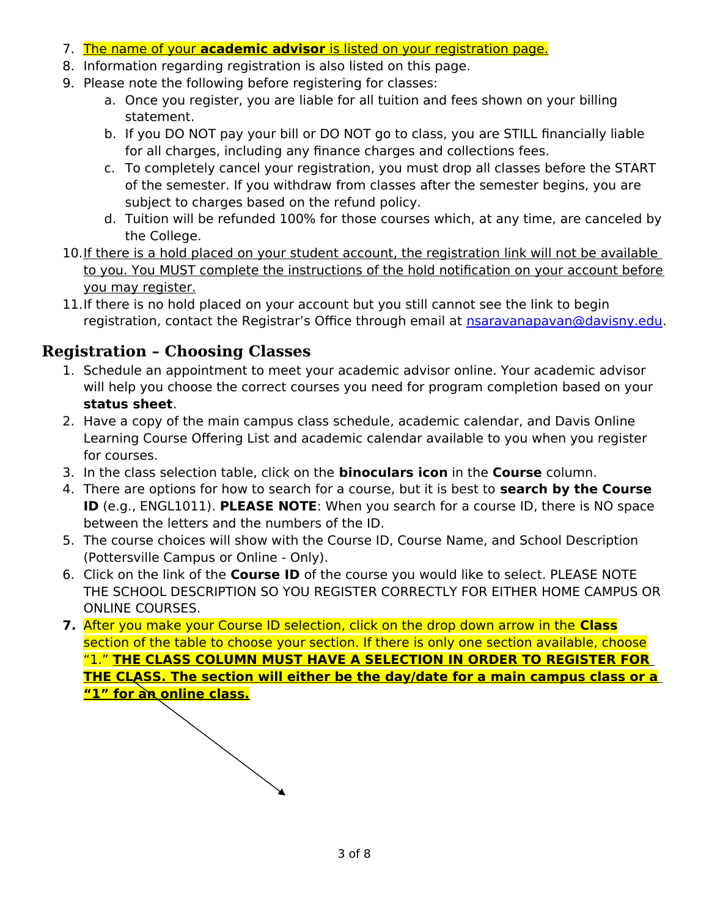7. The name of your **academic advisor** is listed on your registration page.
8. Information regarding registration is also listed on this page.
9. Please note the following before registering for classes:
   a. Once you register, you are liable for all tuition and fees shown on your billing statement.
   b. If you DO NOT pay your bill or DO NOT go to class, you are STILL financially liable for all charges, including any finance charges and collections fees.
   c. To completely cancel your registration, you must drop all classes before the START of the semester. If you withdraw from classes after the semester begins, you are subject to charges based on the refund policy.
   d. Tuition will be refunded 100% for those courses which, at any time, are canceled by the College.
10. If there is a hold placed on your student account, the registration link will not be available to you. You MUST complete the instructions of the hold notification on your account before you may register.
11. If there is no hold placed on your account but you still cannot see the link to begin registration, contact the Registrar's Office through email at nsaravanapavan@davisny.edu.

## Registration – Choosing Classes

1. Schedule an appointment to meet your academic advisor online. Your academic advisor will help you choose the correct courses you need for program completion based on your **status sheet**.
2. Have a copy of the main campus class schedule, academic calendar, and Davis Online Learning Course Offering List and academic calendar available to you when you register for courses.
3. In the class selection table, click on the **binoculars icon** in the **Course** column.
4. There are options for how to search for a course, but it is best to **search by the Course ID** (e.g., ENGL1011). **PLEASE NOTE**: When you search for a course ID, there is NO space between the letters and the numbers of the ID.
5. The course choices will show with the Course ID, Course Name, and School Description (Pottersville Campus or Online - Only).
6. Click on the link of the **Course ID** of the course you would like to select. PLEASE NOTE THE SCHOOL DESCRIPTION SO YOU REGISTER CORRECTLY FOR EITHER HOME CAMPUS OR ONLINE COURSES.
7. After you make your Course ID selection, click on the drop down arrow in the **Class** section of the table to choose your section. If there is only one section available, choose "1." **THE CLASS COLUMN MUST HAVE A SELECTION IN ORDER TO REGISTER FOR THE CLASS. The section will either be the day/date for a main campus class or a "1" for an online class.**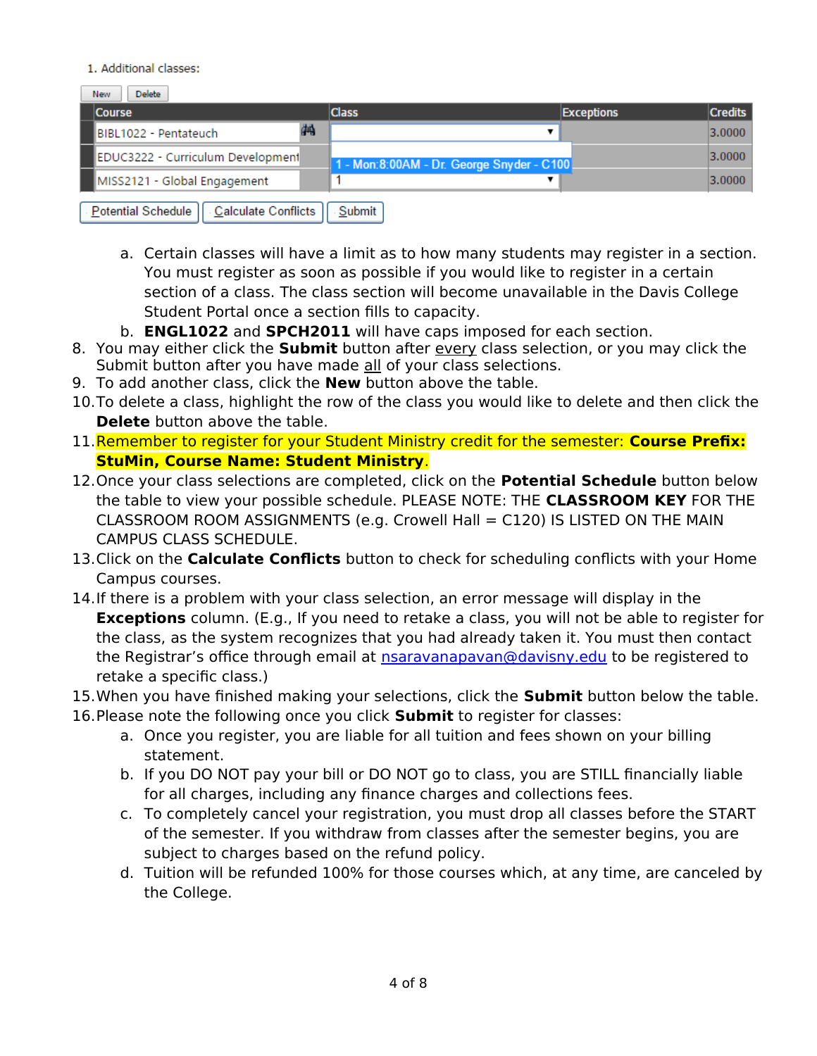1. Additional classes:

New | Delete

| Course | Class | Exceptions | Credits |
|---|---|---|---|
| BIBL1022 - Pentateuch | | | 3.0000 |
| EDUC3222 - Curriculum Development | 1 - Mon:8:00AM - Dr. George Snyder - C100 | | 3.0000 |
| MISS2121 - Global Engagement | 1 | | 3.0000 |

Potential Schedule | Calculate Conflicts | Submit

   a. Certain classes will have a limit as to how many students may register in a section. You must register as soon as possible if you would like to register in a certain section of a class. The class section will become unavailable in the Davis College Student Portal once a section fills to capacity.
   b. **ENGL1022** and **SPCH2011** will have caps imposed for each section.

8. You may either click the **Submit** button after every class selection, or you may click the Submit button after you have made all of your class selections.
9. To add another class, click the **New** button above the table.
10. To delete a class, highlight the row of the class you would like to delete and then click the **Delete** button above the table.
11. Remember to register for your Student Ministry credit for the semester: **Course Prefix: StuMin, Course Name: Student Ministry**.
12. Once your class selections are completed, click on the **Potential Schedule** button below the table to view your possible schedule. PLEASE NOTE: THE **CLASSROOM KEY** FOR THE CLASSROOM ROOM ASSIGNMENTS (e.g. Crowell Hall = C120) IS LISTED ON THE MAIN CAMPUS CLASS SCHEDULE.
13. Click on the **Calculate Conflicts** button to check for scheduling conflicts with your Home Campus courses.
14. If there is a problem with your class selection, an error message will display in the **Exceptions** column. (E.g., If you need to retake a class, you will not be able to register for the class, as the system recognizes that you had already taken it. You must then contact the Registrar's office through email at nsaravanapavan@davisny.edu to be registered to retake a specific class.)
15. When you have finished making your selections, click the **Submit** button below the table.
16. Please note the following once you click **Submit** to register for classes:
    a. Once you register, you are liable for all tuition and fees shown on your billing statement.
    b. If you DO NOT pay your bill or DO NOT go to class, you are STILL financially liable for all charges, including any finance charges and collections fees.
    c. To completely cancel your registration, you must drop all classes before the START of the semester. If you withdraw from classes after the semester begins, you are subject to charges based on the refund policy.
    d. Tuition will be refunded 100% for those courses which, at any time, are canceled by the College.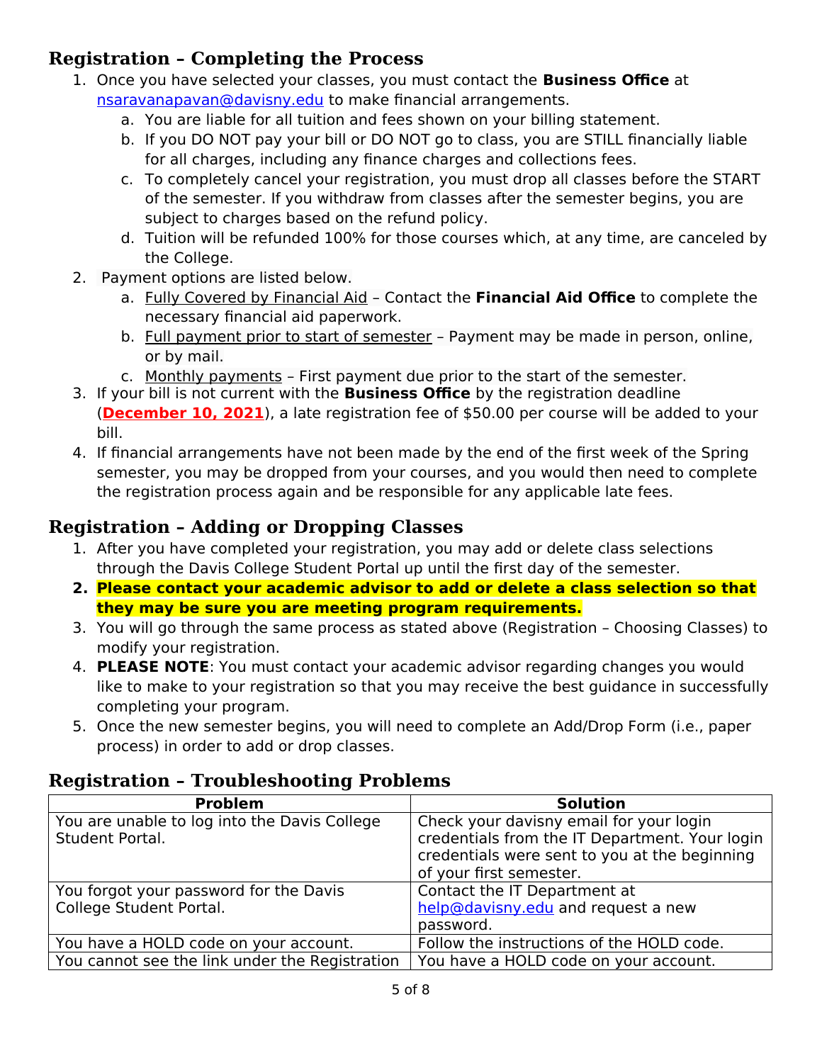## Registration – Completing the Process

1. Once you have selected your classes, you must contact the **Business Office** at nsaravanapavan@davisny.edu to make financial arrangements.
    a. You are liable for all tuition and fees shown on your billing statement.
    b. If you DO NOT pay your bill or DO NOT go to class, you are STILL financially liable for all charges, including any finance charges and collections fees.
    c. To completely cancel your registration, you must drop all classes before the START of the semester. If you withdraw from classes after the semester begins, you are subject to charges based on the refund policy.
    d. Tuition will be refunded 100% for those courses which, at any time, are canceled by the College.
2. Payment options are listed below.
    a. Fully Covered by Financial Aid – Contact the **Financial Aid Office** to complete the necessary financial aid paperwork.
    b. Full payment prior to start of semester – Payment may be made in person, online, or by mail.
    c. Monthly payments – First payment due prior to the start of the semester.
3. If your bill is not current with the **Business Office** by the registration deadline (**December 10, 2021**), a late registration fee of $50.00 per course will be added to your bill.
4. If financial arrangements have not been made by the end of the first week of the Spring semester, you may be dropped from your courses, and you would then need to complete the registration process again and be responsible for any applicable late fees.

## Registration – Adding or Dropping Classes

1. After you have completed your registration, you may add or delete class selections through the Davis College Student Portal up until the first day of the semester.
2. **Please contact your academic advisor to add or delete a class selection so that they may be sure you are meeting program requirements.**
3. You will go through the same process as stated above (Registration – Choosing Classes) to modify your registration.
4. **PLEASE NOTE**: You must contact your academic advisor regarding changes you would like to make to your registration so that you may receive the best guidance in successfully completing your program.
5. Once the new semester begins, you will need to complete an Add/Drop Form (i.e., paper process) in order to add or drop classes.

## Registration – Troubleshooting Problems

| Problem | Solution |
|---|---|
| You are unable to log into the Davis College Student Portal. | Check your davisny email for your login credentials from the IT Department. Your login credentials were sent to you at the beginning of your first semester. |
| You forgot your password for the Davis College Student Portal. | Contact the IT Department at help@davisny.edu and request a new password. |
| You have a HOLD code on your account. | Follow the instructions of the HOLD code. |
| You cannot see the link under the Registration | You have a HOLD code on your account. |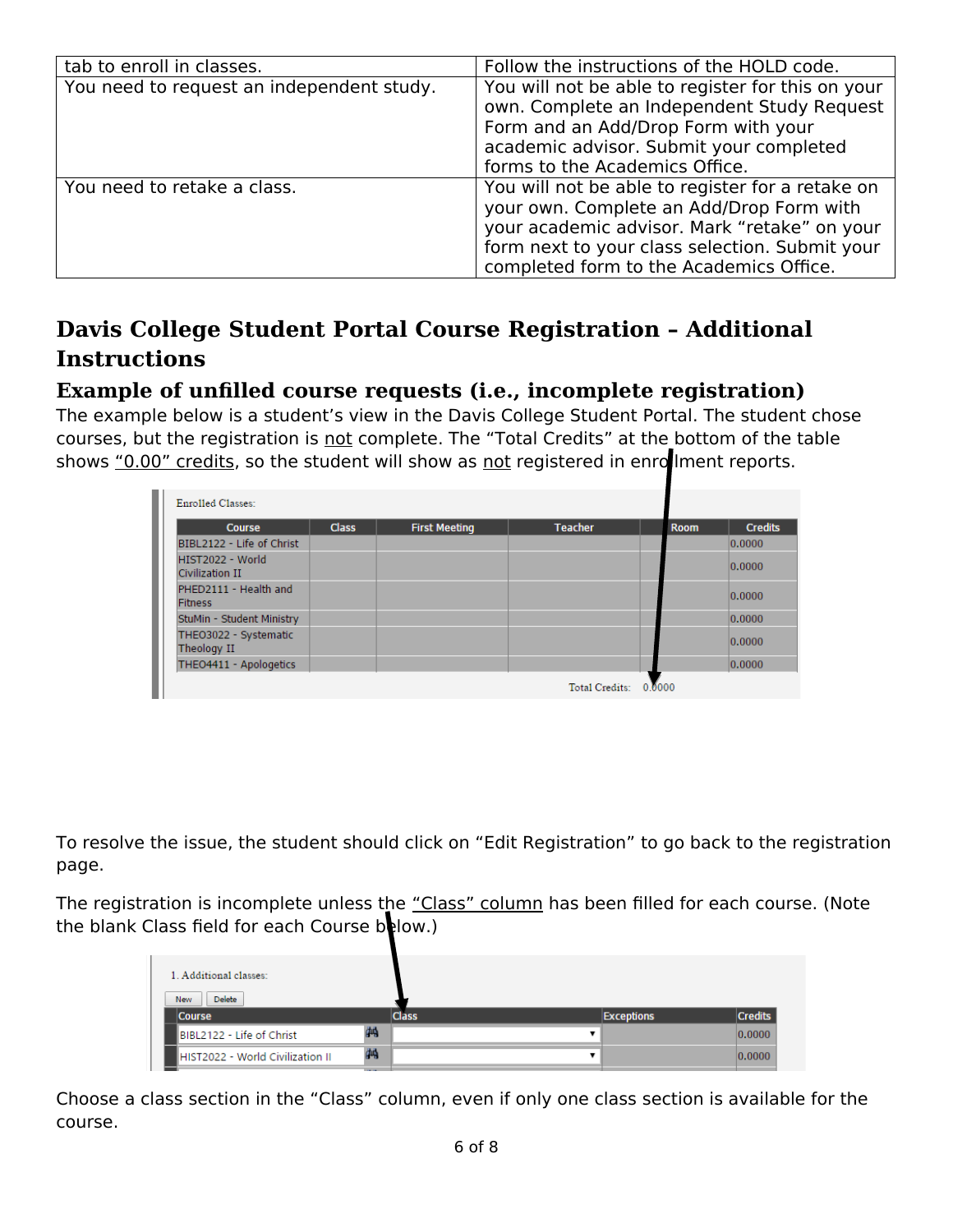| | |
|---|---|
| tab to enroll in classes. | Follow the instructions of the HOLD code. |
| You need to request an independent study. | You will not be able to register for this on your own. Complete an Independent Study Request Form and an Add/Drop Form with your academic advisor. Submit your completed forms to the Academics Office. |
| You need to retake a class. | You will not be able to register for a retake on your own. Complete an Add/Drop Form with your academic advisor. Mark "retake" on your form next to your class selection. Submit your completed form to the Academics Office. |

## Davis College Student Portal Course Registration – Additional Instructions

### Example of unfilled course requests (i.e., incomplete registration)

The example below is a student's view in the Davis College Student Portal. The student chose courses, but the registration is not complete. The "Total Credits" at the bottom of the table shows "0.00" credits, so the student will show as not registered in enrollment reports.

Enrolled Classes:

| Course | Class | First Meeting | Teacher | Room | Credits |
|---|---|---|---|---|---|
| BIBL2122 - Life of Christ | | | | | 0.0000 |
| HIST2022 - World Civilization II | | | | | 0.0000 |
| PHED2111 - Health and Fitness | | | | | 0.0000 |
| StuMin - Student Ministry | | | | | 0.0000 |
| THEO3022 - Systematic Theology II | | | | | 0.0000 |
| THEO4411 - Apologetics | | | | | 0.0000 |
| | | | | Total Credits: | 0.0000 |

To resolve the issue, the student should click on "Edit Registration" to go back to the registration page.

The registration is incomplete unless the "Class" column has been filled for each course. (Note the blank Class field for each Course below.)

1. Additional classes:

New Delete

| Course | Class | Exceptions | Credits |
|---|---|---|---|
| BIBL2122 - Life of Christ | | | 0.0000 |
| HIST2022 - World Civilization II | | | 0.0000 |

Choose a class section in the "Class" column, even if only one class section is available for the course.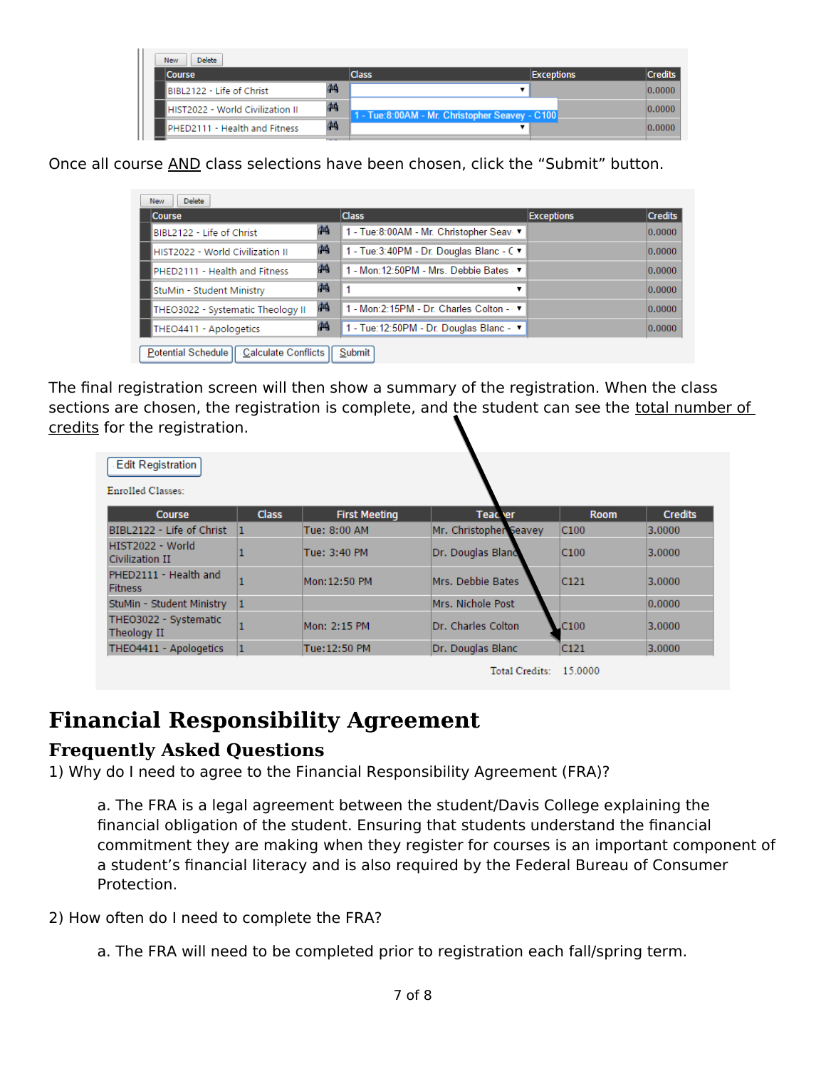Once all course AND class selections have been chosen, click the “Submit” button.

The final registration screen will then show a summary of the registration. When the class sections are chosen, the registration is complete, and the student can see the total number of credits for the registration.

# Financial Responsibility Agreement

## Frequently Asked Questions

1) Why do I need to agree to the Financial Responsibility Agreement (FRA)?

   a. The FRA is a legal agreement between the student/Davis College explaining the financial obligation of the student. Ensuring that students understand the financial commitment they are making when they register for courses is an important component of a student’s financial literacy and is also required by the Federal Bureau of Consumer Protection.

2) How often do I need to complete the FRA?

   a. The FRA will need to be completed prior to registration each fall/spring term.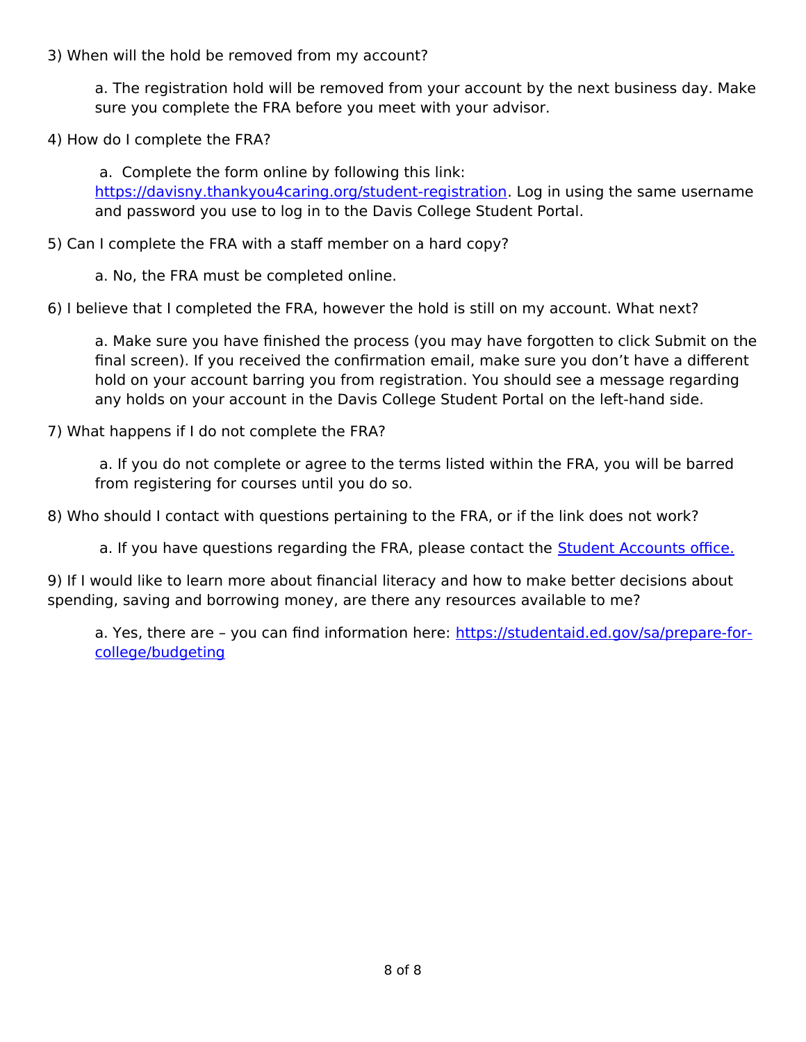3) When will the hold be removed from my account?

   a. The registration hold will be removed from your account by the next business day. Make sure you complete the FRA before you meet with your advisor.

4) How do I complete the FRA?

   a. Complete the form online by following this link: [https://davisny.thankyou4caring.org/student-registration](https://davisny.thankyou4caring.org/student-registration). Log in using the same username and password you use to log in to the Davis College Student Portal.

5) Can I complete the FRA with a staff member on a hard copy?

   a. No, the FRA must be completed online.

6) I believe that I completed the FRA, however the hold is still on my account. What next?

   a. Make sure you have finished the process (you may have forgotten to click Submit on the final screen). If you received the confirmation email, make sure you don't have a different hold on your account barring you from registration. You should see a message regarding any holds on your account in the Davis College Student Portal on the left-hand side.

7) What happens if I do not complete the FRA?

   a. If you do not complete or agree to the terms listed within the FRA, you will be barred from registering for courses until you do so.

8) Who should I contact with questions pertaining to the FRA, or if the link does not work?

   a. If you have questions regarding the FRA, please contact the Student Accounts office.

9) If I would like to learn more about financial literacy and how to make better decisions about spending, saving and borrowing money, are there any resources available to me?

   a. Yes, there are – you can find information here: [https://studentaid.ed.gov/sa/prepare-for-college/budgeting](https://studentaid.ed.gov/sa/prepare-for-college/budgeting)